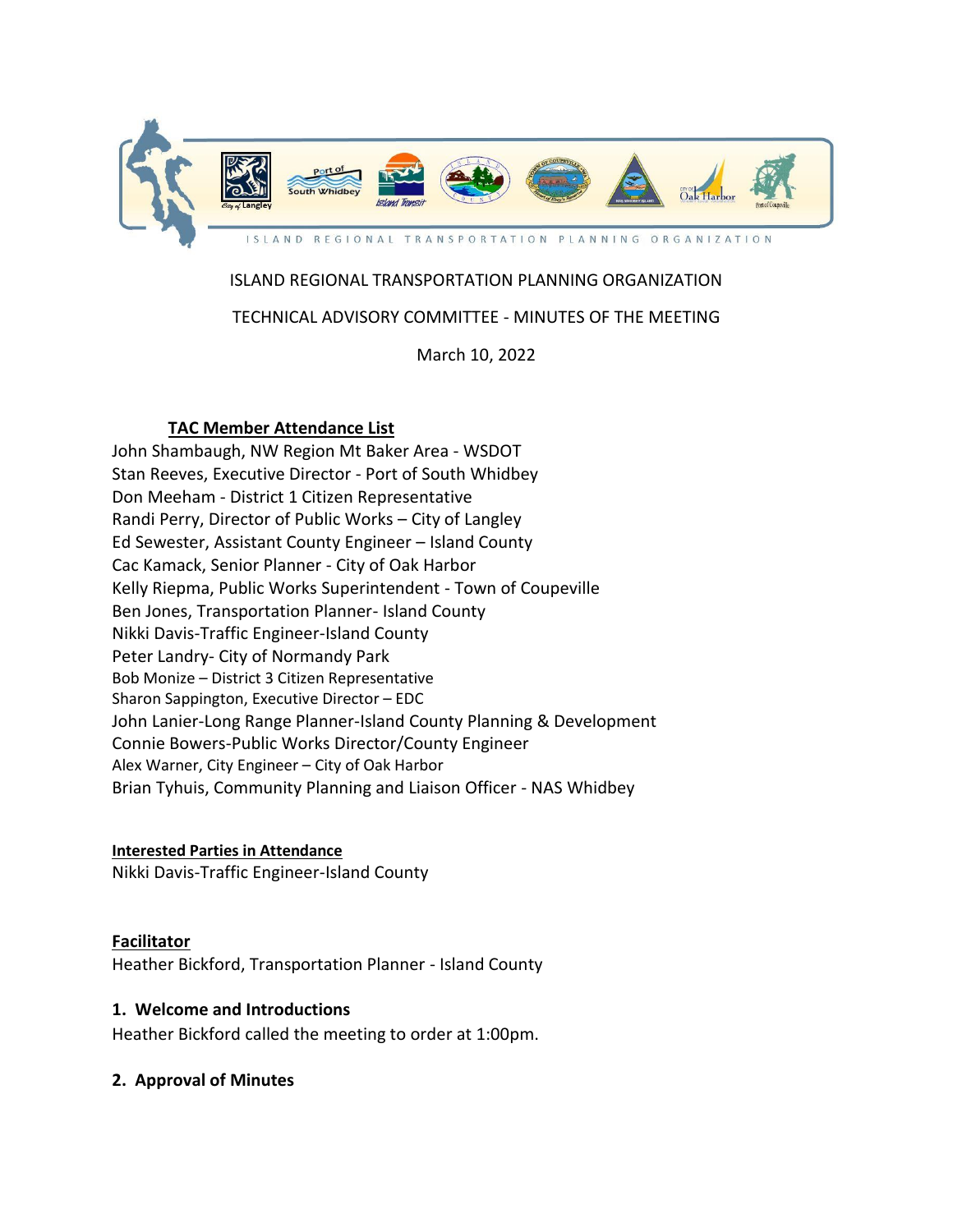ISLAND REGIONAL TRANSPORTATION PLANNING ORGANIZATION

# ISLAND REGIONAL TRANSPORTATION PLANNING ORGANIZATION

## TECHNICAL ADVISORY COMMITTEE - MINUTES OF THE MEETING

March 10, 2022

**TAC Member Attendance List**

John Shambaugh, NW Region Mt Baker Area - WSDOT
Stan Reeves, Executive Director - Port of South Whidbey
Don Meeham - District 1 Citizen Representative
Randi Perry, Director of Public Works – City of Langley
Ed Sewester, Assistant County Engineer – Island County
Cac Kamack, Senior Planner - City of Oak Harbor
Kelly Riepma, Public Works Superintendent - Town of Coupeville
Ben Jones, Transportation Planner- Island County
Nikki Davis-Traffic Engineer-Island County
Peter Landry- City of Normandy Park
Bob Monize – District 3 Citizen Representative
Sharon Sappington, Executive Director – EDC
John Lanier-Long Range Planner-Island County Planning & Development
Connie Bowers-Public Works Director/County Engineer
Alex Warner, City Engineer – City of Oak Harbor
Brian Tyhuis, Community Planning and Liaison Officer - NAS Whidbey

**Interested Parties in Attendance**

Nikki Davis-Traffic Engineer-Island County

**Facilitator**

Heather Bickford, Transportation Planner - Island County

### 1. Welcome and Introductions

Heather Bickford called the meeting to order at 1:00pm.

### 2. Approval of Minutes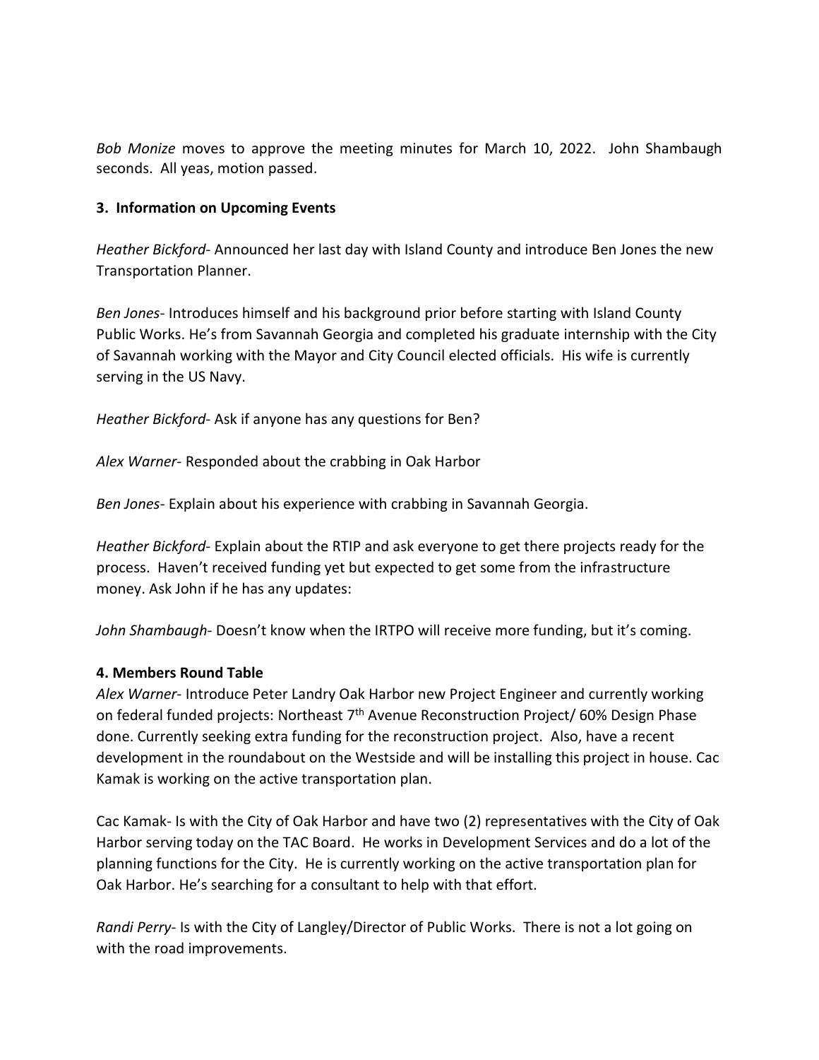*Bob Monize* moves to approve the meeting minutes for March 10, 2022. John Shambaugh seconds. All yeas, motion passed.

**3. Information on Upcoming Events**

*Heather Bickford*- Announced her last day with Island County and introduce Ben Jones the new Transportation Planner.

*Ben Jones*- Introduces himself and his background prior before starting with Island County Public Works. He's from Savannah Georgia and completed his graduate internship with the City of Savannah working with the Mayor and City Council elected officials. His wife is currently serving in the US Navy.

*Heather Bickford*- Ask if anyone has any questions for Ben?

*Alex Warner*- Responded about the crabbing in Oak Harbor

*Ben Jones*- Explain about his experience with crabbing in Savannah Georgia.

*Heather Bickford*- Explain about the RTIP and ask everyone to get there projects ready for the process. Haven't received funding yet but expected to get some from the infrastructure money. Ask John if he has any updates:

*John Shambaugh*- Doesn't know when the IRTPO will receive more funding, but it's coming.

**4. Members Round Table**

*Alex Warner*- Introduce Peter Landry Oak Harbor new Project Engineer and currently working on federal funded projects: Northeast 7th Avenue Reconstruction Project/ 60% Design Phase done. Currently seeking extra funding for the reconstruction project. Also, have a recent development in the roundabout on the Westside and will be installing this project in house. Cac Kamak is working on the active transportation plan.

Cac Kamak- Is with the City of Oak Harbor and have two (2) representatives with the City of Oak Harbor serving today on the TAC Board. He works in Development Services and do a lot of the planning functions for the City. He is currently working on the active transportation plan for Oak Harbor. He's searching for a consultant to help with that effort.

*Randi Perry*- Is with the City of Langley/Director of Public Works. There is not a lot going on with the road improvements.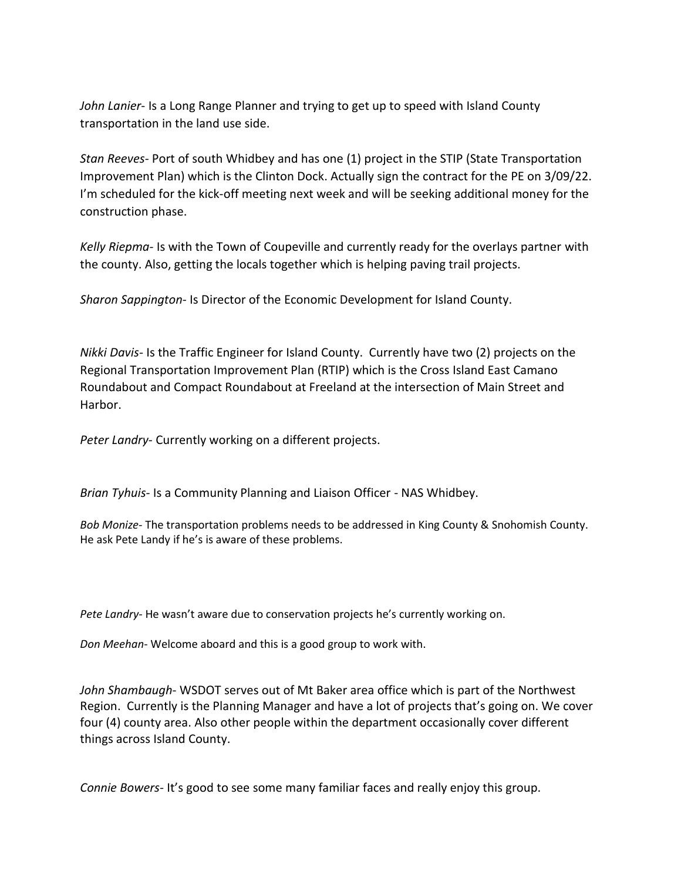*John Lanier*- Is a Long Range Planner and trying to get up to speed with Island County transportation in the land use side.

*Stan Reeves*- Port of south Whidbey and has one (1) project in the STIP (State Transportation Improvement Plan) which is the Clinton Dock. Actually sign the contract for the PE on 3/09/22. I'm scheduled for the kick-off meeting next week and will be seeking additional money for the construction phase.

*Kelly Riepma*- Is with the Town of Coupeville and currently ready for the overlays partner with the county. Also, getting the locals together which is helping paving trail projects.

*Sharon Sappington*- Is Director of the Economic Development for Island County.

*Nikki Davis*- Is the Traffic Engineer for Island County. Currently have two (2) projects on the Regional Transportation Improvement Plan (RTIP) which is the Cross Island East Camano Roundabout and Compact Roundabout at Freeland at the intersection of Main Street and Harbor.

*Peter Landry*- Currently working on a different projects.

*Brian Tyhuis*- Is a Community Planning and Liaison Officer - NAS Whidbey.

*Bob Monize*- The transportation problems needs to be addressed in King County & Snohomish County. He ask Pete Landy if he's is aware of these problems.

*Pete Landry*- He wasn't aware due to conservation projects he's currently working on.

*Don Meehan*- Welcome aboard and this is a good group to work with.

*John Shambaugh*- WSDOT serves out of Mt Baker area office which is part of the Northwest Region. Currently is the Planning Manager and have a lot of projects that's going on. We cover four (4) county area. Also other people within the department occasionally cover different things across Island County.

*Connie Bowers*- It's good to see some many familiar faces and really enjoy this group.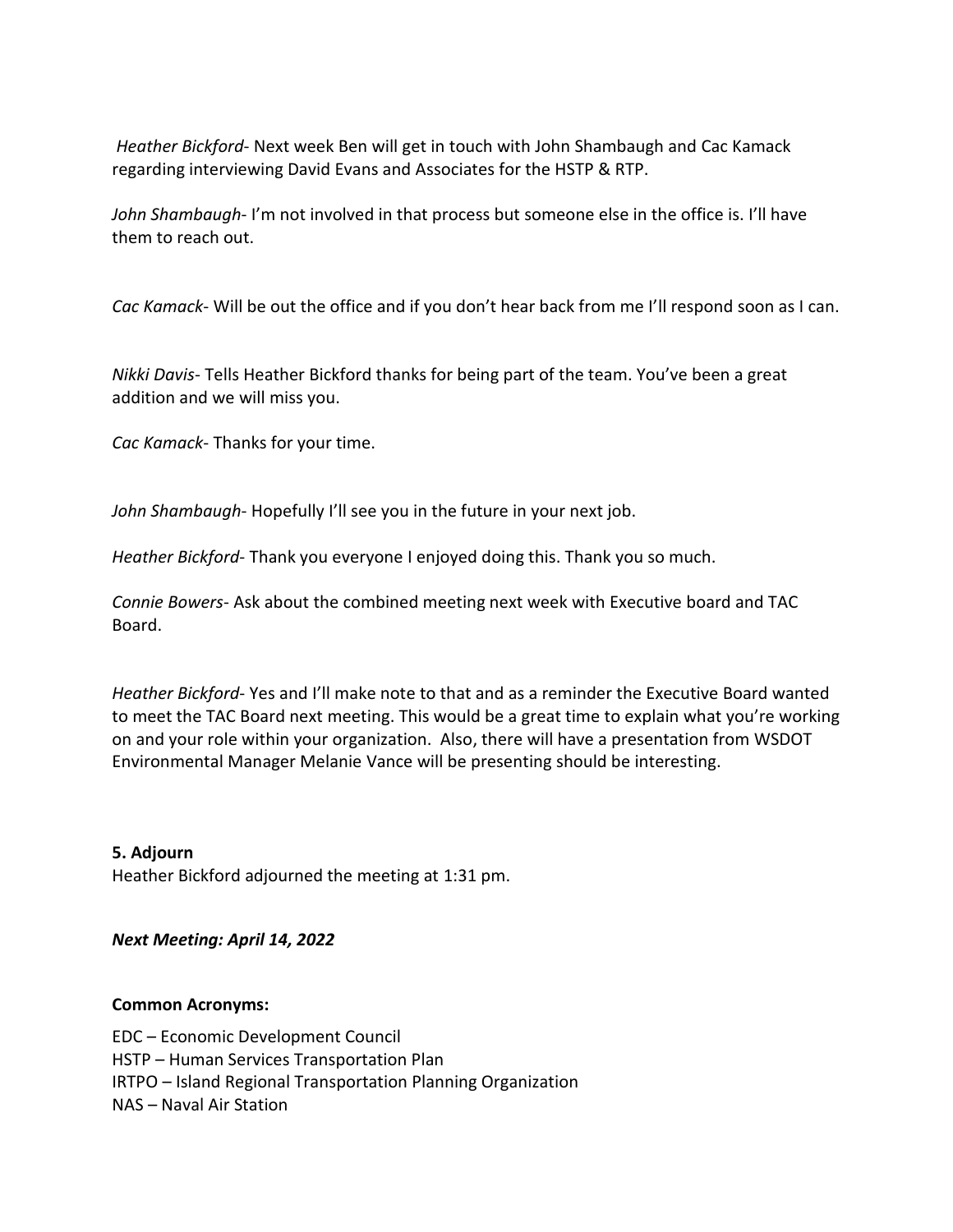*Heather Bickford*- Next week Ben will get in touch with John Shambaugh and Cac Kamack regarding interviewing David Evans and Associates for the HSTP & RTP.

*John Shambaugh*- I'm not involved in that process but someone else in the office is. I'll have them to reach out.

*Cac Kamack*- Will be out the office and if you don't hear back from me I'll respond soon as I can.

*Nikki Davis*- Tells Heather Bickford thanks for being part of the team. You've been a great addition and we will miss you.

*Cac Kamack*- Thanks for your time.

*John Shambaugh*- Hopefully I'll see you in the future in your next job.

*Heather Bickford*- Thank you everyone I enjoyed doing this. Thank you so much.

*Connie Bowers*- Ask about the combined meeting next week with Executive board and TAC Board.

*Heather Bickford*- Yes and I'll make note to that and as a reminder the Executive Board wanted to meet the TAC Board next meeting. This would be a great time to explain what you're working on and your role within your organization. Also, there will have a presentation from WSDOT Environmental Manager Melanie Vance will be presenting should be interesting.

**5. Adjourn**

Heather Bickford adjourned the meeting at 1:31 pm.

***Next Meeting: April 14, 2022***

**Common Acronyms:**

EDC – Economic Development Council
HSTP – Human Services Transportation Plan
IRTPO – Island Regional Transportation Planning Organization
NAS – Naval Air Station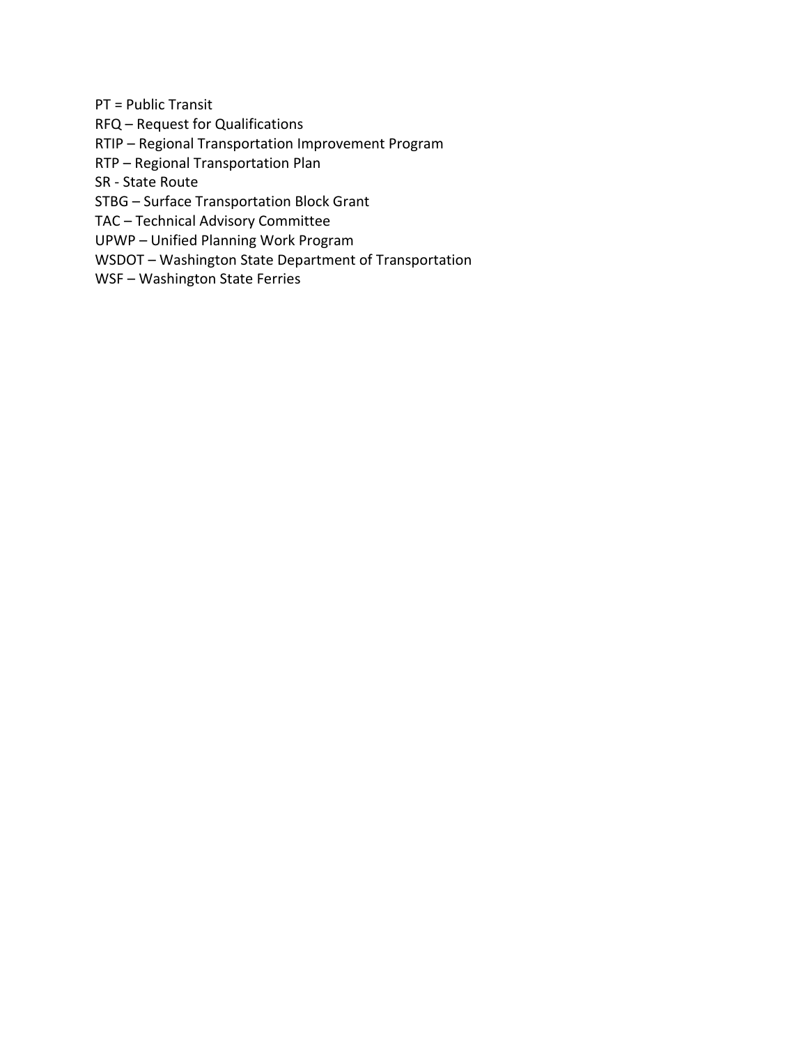PT = Public Transit
RFQ – Request for Qualifications
RTIP – Regional Transportation Improvement Program
RTP – Regional Transportation Plan
SR - State Route
STBG – Surface Transportation Block Grant
TAC – Technical Advisory Committee
UPWP – Unified Planning Work Program
WSDOT – Washington State Department of Transportation
WSF – Washington State Ferries